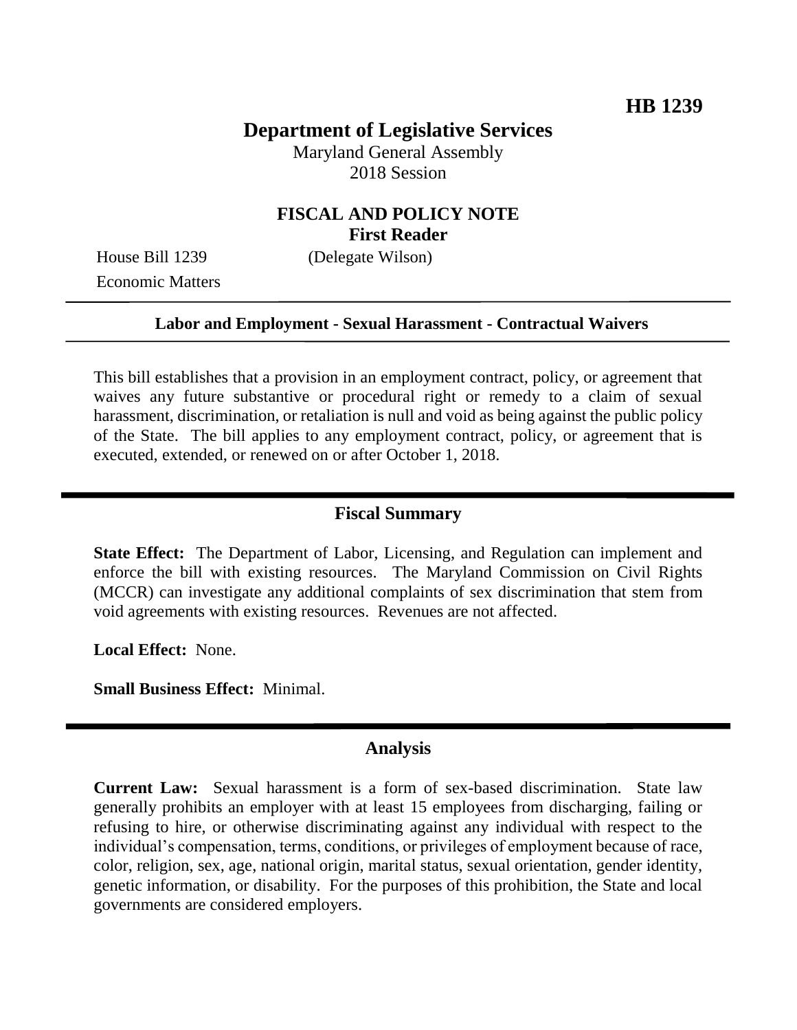**HB 1239**

# Department of Legislative Services

Maryland General Assembly
2018 Session

## FISCAL AND POLICY NOTE
**First Reader**

House Bill 1239 (Delegate Wilson)
Economic Matters

**Labor and Employment - Sexual Harassment - Contractual Waivers**

This bill establishes that a provision in an employment contract, policy, or agreement that waives any future substantive or procedural right or remedy to a claim of sexual harassment, discrimination, or retaliation is null and void as being against the public policy of the State. The bill applies to any employment contract, policy, or agreement that is executed, extended, or renewed on or after October 1, 2018.

## Fiscal Summary

**State Effect:** The Department of Labor, Licensing, and Regulation can implement and enforce the bill with existing resources. The Maryland Commission on Civil Rights (MCCR) can investigate any additional complaints of sex discrimination that stem from void agreements with existing resources. Revenues are not affected.

**Local Effect:** None.

**Small Business Effect:** Minimal.

## Analysis

**Current Law:** Sexual harassment is a form of sex-based discrimination. State law generally prohibits an employer with at least 15 employees from discharging, failing or refusing to hire, or otherwise discriminating against any individual with respect to the individual's compensation, terms, conditions, or privileges of employment because of race, color, religion, sex, age, national origin, marital status, sexual orientation, gender identity, genetic information, or disability. For the purposes of this prohibition, the State and local governments are considered employers.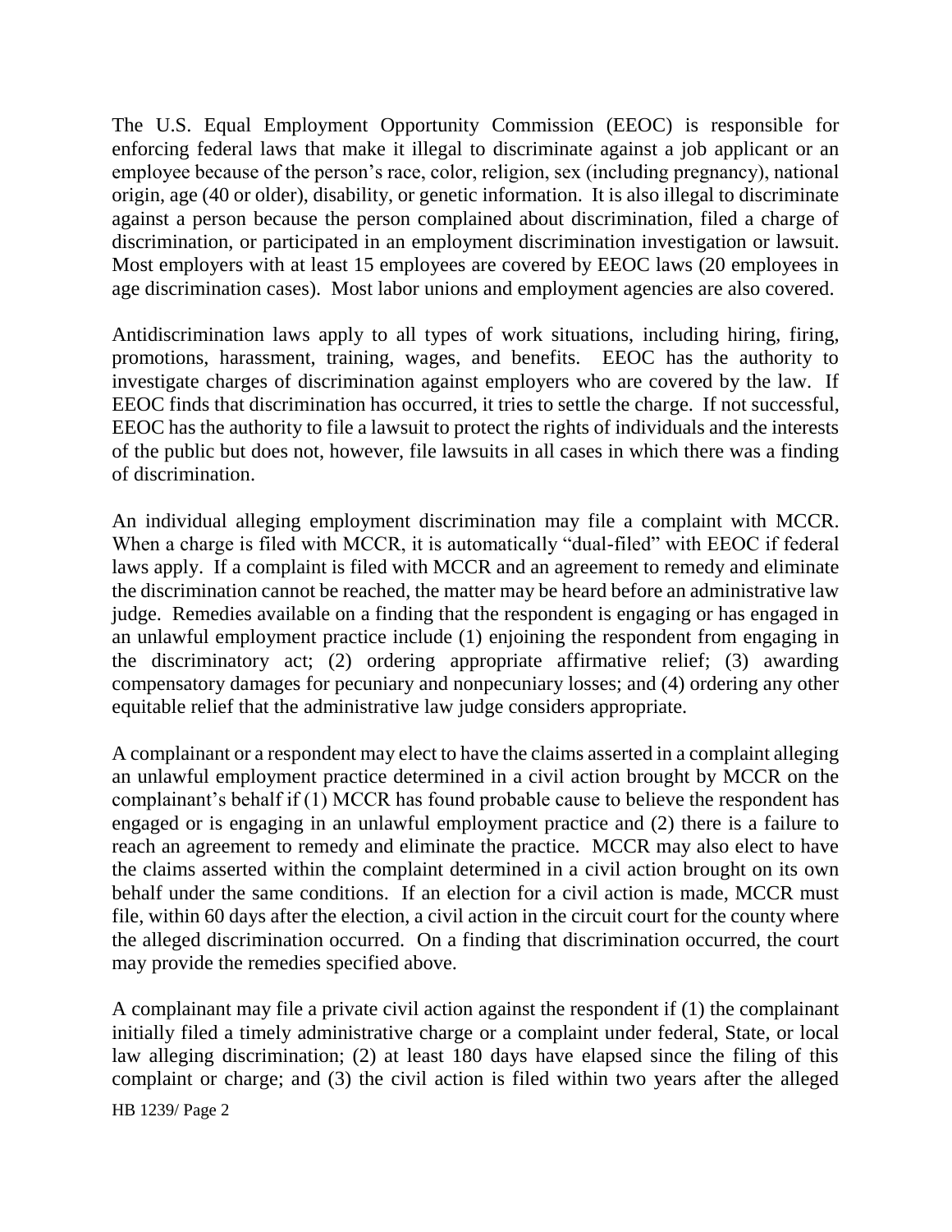The U.S. Equal Employment Opportunity Commission (EEOC) is responsible for enforcing federal laws that make it illegal to discriminate against a job applicant or an employee because of the person's race, color, religion, sex (including pregnancy), national origin, age (40 or older), disability, or genetic information. It is also illegal to discriminate against a person because the person complained about discrimination, filed a charge of discrimination, or participated in an employment discrimination investigation or lawsuit. Most employers with at least 15 employees are covered by EEOC laws (20 employees in age discrimination cases). Most labor unions and employment agencies are also covered.

Antidiscrimination laws apply to all types of work situations, including hiring, firing, promotions, harassment, training, wages, and benefits. EEOC has the authority to investigate charges of discrimination against employers who are covered by the law. If EEOC finds that discrimination has occurred, it tries to settle the charge. If not successful, EEOC has the authority to file a lawsuit to protect the rights of individuals and the interests of the public but does not, however, file lawsuits in all cases in which there was a finding of discrimination.

An individual alleging employment discrimination may file a complaint with MCCR. When a charge is filed with MCCR, it is automatically "dual-filed" with EEOC if federal laws apply. If a complaint is filed with MCCR and an agreement to remedy and eliminate the discrimination cannot be reached, the matter may be heard before an administrative law judge. Remedies available on a finding that the respondent is engaging or has engaged in an unlawful employment practice include (1) enjoining the respondent from engaging in the discriminatory act; (2) ordering appropriate affirmative relief; (3) awarding compensatory damages for pecuniary and nonpecuniary losses; and (4) ordering any other equitable relief that the administrative law judge considers appropriate.

A complainant or a respondent may elect to have the claims asserted in a complaint alleging an unlawful employment practice determined in a civil action brought by MCCR on the complainant's behalf if (1) MCCR has found probable cause to believe the respondent has engaged or is engaging in an unlawful employment practice and (2) there is a failure to reach an agreement to remedy and eliminate the practice. MCCR may also elect to have the claims asserted within the complaint determined in a civil action brought on its own behalf under the same conditions. If an election for a civil action is made, MCCR must file, within 60 days after the election, a civil action in the circuit court for the county where the alleged discrimination occurred. On a finding that discrimination occurred, the court may provide the remedies specified above.

A complainant may file a private civil action against the respondent if (1) the complainant initially filed a timely administrative charge or a complaint under federal, State, or local law alleging discrimination; (2) at least 180 days have elapsed since the filing of this complaint or charge; and (3) the civil action is filed within two years after the alleged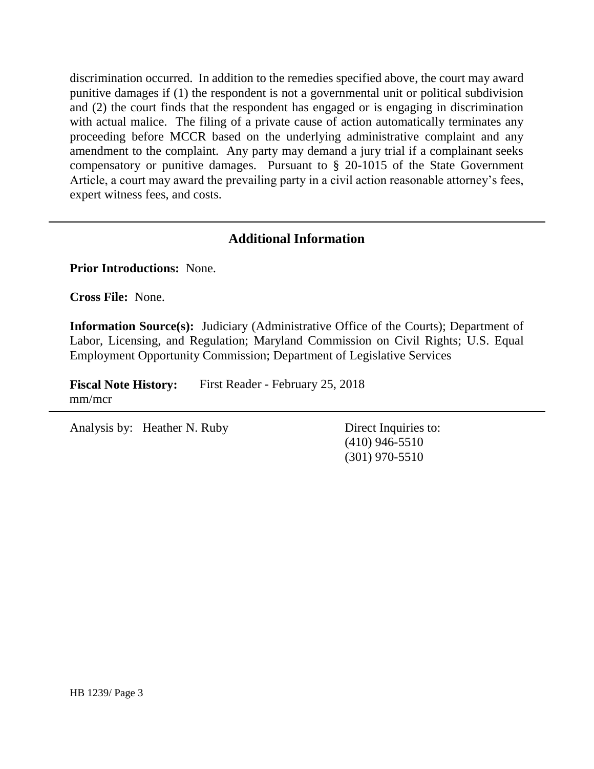discrimination occurred. In addition to the remedies specified above, the court may award punitive damages if (1) the respondent is not a governmental unit or political subdivision and (2) the court finds that the respondent has engaged or is engaging in discrimination with actual malice. The filing of a private cause of action automatically terminates any proceeding before MCCR based on the underlying administrative complaint and any amendment to the complaint. Any party may demand a jury trial if a complainant seeks compensatory or punitive damages. Pursuant to § 20-1015 of the State Government Article, a court may award the prevailing party in a civil action reasonable attorney's fees, expert witness fees, and costs.

---

## Additional Information

**Prior Introductions:** None.

**Cross File:** None.

**Information Source(s):** Judiciary (Administrative Office of the Courts); Department of Labor, Licensing, and Regulation; Maryland Commission on Civil Rights; U.S. Equal Employment Opportunity Commission; Department of Legislative Services

**Fiscal Note History:** First Reader - February 25, 2018
mm/mcr

---

Analysis by: Heather N. Ruby

Direct Inquiries to:
(410) 946-5510
(301) 970-5510